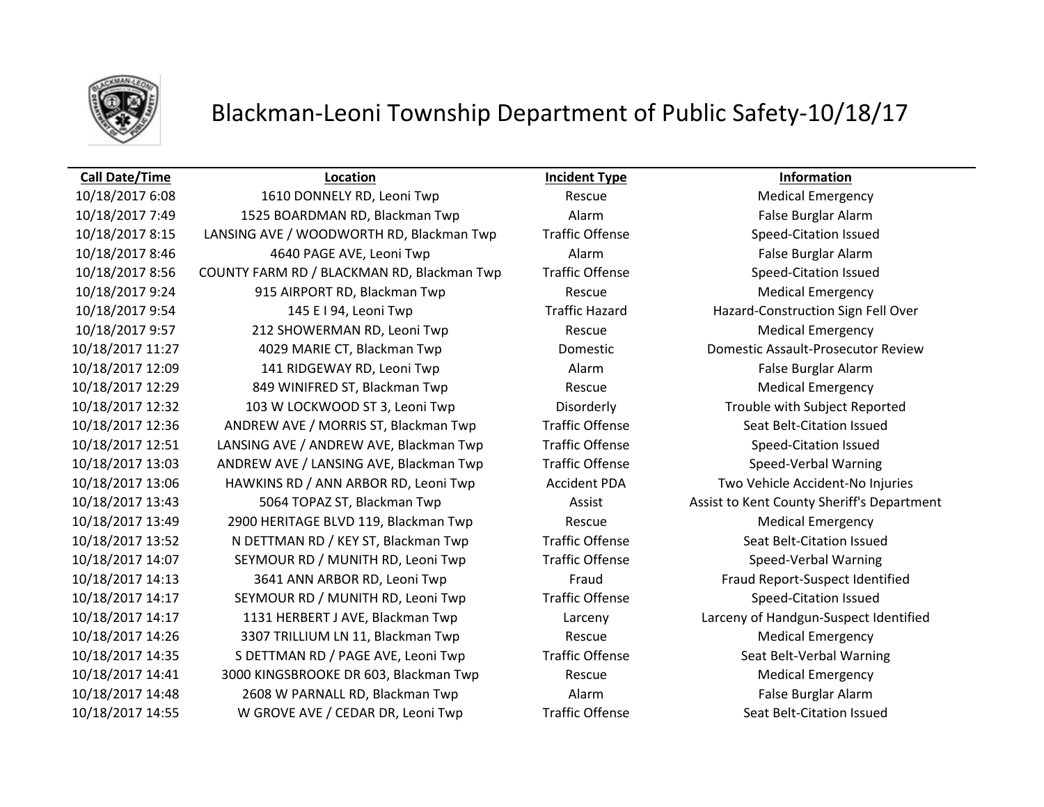# Blackman-Leoni Township Department of Public Safety-10/18/17

| Call Date/Time | Location | Incident Type | Information |
|---|---|---|---|
| 10/18/2017 6:08 | 1610 DONNELY RD, Leoni Twp | Rescue | Medical Emergency |
| 10/18/2017 7:49 | 1525 BOARDMAN RD, Blackman Twp | Alarm | False Burglar Alarm |
| 10/18/2017 8:15 | LANSING AVE / WOODWORTH RD, Blackman Twp | Traffic Offense | Speed-Citation Issued |
| 10/18/2017 8:46 | 4640 PAGE AVE, Leoni Twp | Alarm | False Burglar Alarm |
| 10/18/2017 8:56 | COUNTY FARM RD / BLACKMAN RD, Blackman Twp | Traffic Offense | Speed-Citation Issued |
| 10/18/2017 9:24 | 915 AIRPORT RD, Blackman Twp | Rescue | Medical Emergency |
| 10/18/2017 9:54 | 145 E I 94, Leoni Twp | Traffic Hazard | Hazard-Construction Sign Fell Over |
| 10/18/2017 9:57 | 212 SHOWERMAN RD, Leoni Twp | Rescue | Medical Emergency |
| 10/18/2017 11:27 | 4029 MARIE CT, Blackman Twp | Domestic | Domestic Assault-Prosecutor Review |
| 10/18/2017 12:09 | 141 RIDGEWAY RD, Leoni Twp | Alarm | False Burglar Alarm |
| 10/18/2017 12:29 | 849 WINIFRED ST, Blackman Twp | Rescue | Medical Emergency |
| 10/18/2017 12:32 | 103 W LOCKWOOD ST 3, Leoni Twp | Disorderly | Trouble with Subject Reported |
| 10/18/2017 12:36 | ANDREW AVE / MORRIS ST, Blackman Twp | Traffic Offense | Seat Belt-Citation Issued |
| 10/18/2017 12:51 | LANSING AVE / ANDREW AVE, Blackman Twp | Traffic Offense | Speed-Citation Issued |
| 10/18/2017 13:03 | ANDREW AVE / LANSING AVE, Blackman Twp | Traffic Offense | Speed-Verbal Warning |
| 10/18/2017 13:06 | HAWKINS RD / ANN ARBOR RD, Leoni Twp | Accident PDA | Two Vehicle Accident-No Injuries |
| 10/18/2017 13:43 | 5064 TOPAZ ST, Blackman Twp | Assist | Assist to Kent County Sheriff's Department |
| 10/18/2017 13:49 | 2900 HERITAGE BLVD 119, Blackman Twp | Rescue | Medical Emergency |
| 10/18/2017 13:52 | N DETTMAN RD / KEY ST, Blackman Twp | Traffic Offense | Seat Belt-Citation Issued |
| 10/18/2017 14:07 | SEYMOUR RD / MUNITH RD, Leoni Twp | Traffic Offense | Speed-Verbal Warning |
| 10/18/2017 14:13 | 3641 ANN ARBOR RD, Leoni Twp | Fraud | Fraud Report-Suspect Identified |
| 10/18/2017 14:17 | SEYMOUR RD / MUNITH RD, Leoni Twp | Traffic Offense | Speed-Citation Issued |
| 10/18/2017 14:17 | 1131 HERBERT J AVE, Blackman Twp | Larceny | Larceny of Handgun-Suspect Identified |
| 10/18/2017 14:26 | 3307 TRILLIUM LN 11, Blackman Twp | Rescue | Medical Emergency |
| 10/18/2017 14:35 | S DETTMAN RD / PAGE AVE, Leoni Twp | Traffic Offense | Seat Belt-Verbal Warning |
| 10/18/2017 14:41 | 3000 KINGSBROOKE DR 603, Blackman Twp | Rescue | Medical Emergency |
| 10/18/2017 14:48 | 2608 W PARNALL RD, Blackman Twp | Alarm | False Burglar Alarm |
| 10/18/2017 14:55 | W GROVE AVE / CEDAR DR, Leoni Twp | Traffic Offense | Seat Belt-Citation Issued |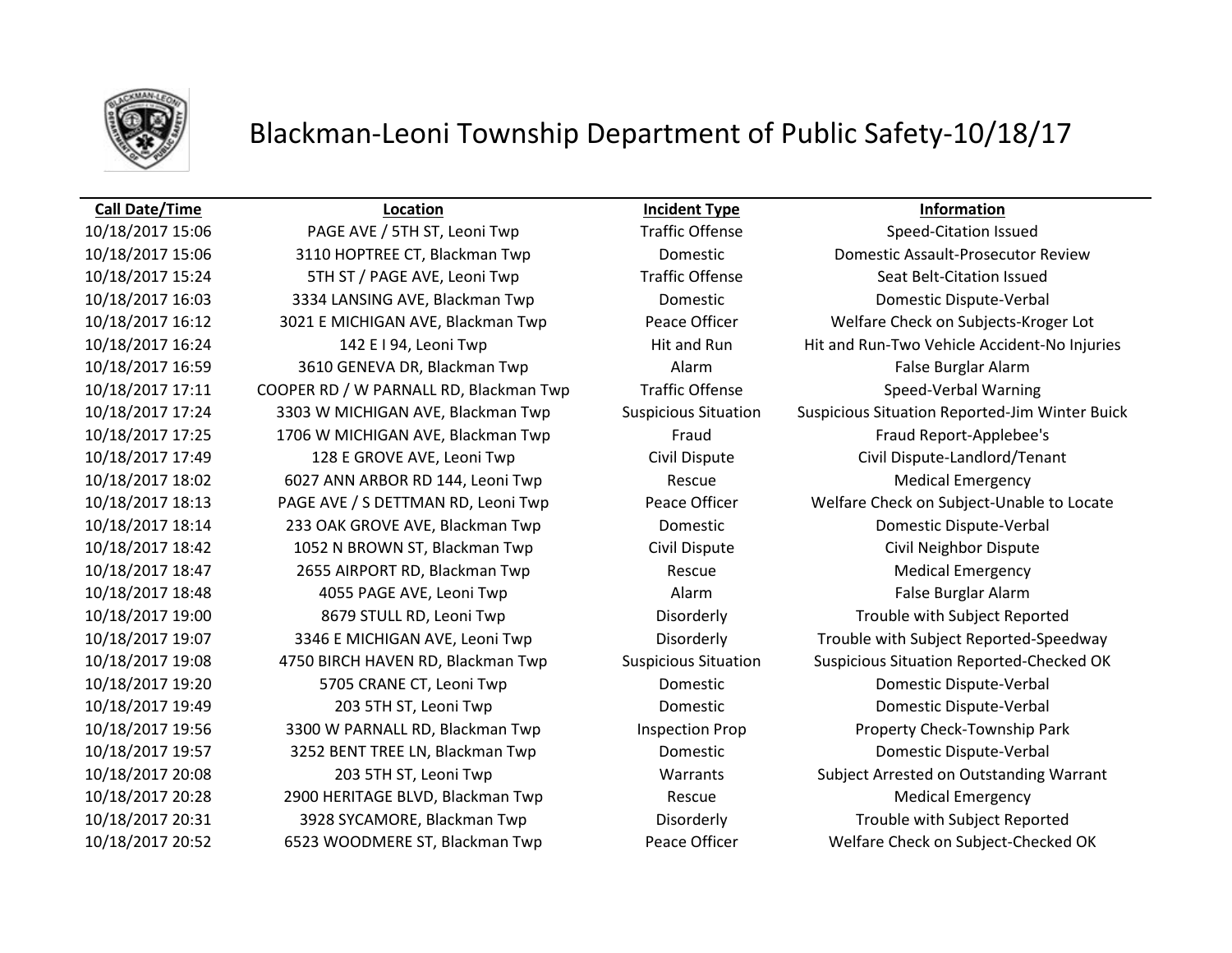# Blackman-Leoni Township Department of Public Safety-10/18/17

| Call Date/Time | Location | Incident Type | Information |
|---|---|---|---|
| 10/18/2017 15:06 | PAGE AVE / 5TH ST, Leoni Twp | Traffic Offense | Speed-Citation Issued |
| 10/18/2017 15:06 | 3110 HOPTREE CT, Blackman Twp | Domestic | Domestic Assault-Prosecutor Review |
| 10/18/2017 15:24 | 5TH ST / PAGE AVE, Leoni Twp | Traffic Offense | Seat Belt-Citation Issued |
| 10/18/2017 16:03 | 3334 LANSING AVE, Blackman Twp | Domestic | Domestic Dispute-Verbal |
| 10/18/2017 16:12 | 3021 E MICHIGAN AVE, Blackman Twp | Peace Officer | Welfare Check on Subjects-Kroger Lot |
| 10/18/2017 16:24 | 142 E I 94, Leoni Twp | Hit and Run | Hit and Run-Two Vehicle Accident-No Injuries |
| 10/18/2017 16:59 | 3610 GENEVA DR, Blackman Twp | Alarm | False Burglar Alarm |
| 10/18/2017 17:11 | COOPER RD / W PARNALL RD, Blackman Twp | Traffic Offense | Speed-Verbal Warning |
| 10/18/2017 17:24 | 3303 W MICHIGAN AVE, Blackman Twp | Suspicious Situation | Suspicious Situation Reported-Jim Winter Buick |
| 10/18/2017 17:25 | 1706 W MICHIGAN AVE, Blackman Twp | Fraud | Fraud Report-Applebee's |
| 10/18/2017 17:49 | 128 E GROVE AVE, Leoni Twp | Civil Dispute | Civil Dispute-Landlord/Tenant |
| 10/18/2017 18:02 | 6027 ANN ARBOR RD 144, Leoni Twp | Rescue | Medical Emergency |
| 10/18/2017 18:13 | PAGE AVE / S DETTMAN RD, Leoni Twp | Peace Officer | Welfare Check on Subject-Unable to Locate |
| 10/18/2017 18:14 | 233 OAK GROVE AVE, Blackman Twp | Domestic | Domestic Dispute-Verbal |
| 10/18/2017 18:42 | 1052 N BROWN ST, Blackman Twp | Civil Dispute | Civil Neighbor Dispute |
| 10/18/2017 18:47 | 2655 AIRPORT RD, Blackman Twp | Rescue | Medical Emergency |
| 10/18/2017 18:48 | 4055 PAGE AVE, Leoni Twp | Alarm | False Burglar Alarm |
| 10/18/2017 19:00 | 8679 STULL RD, Leoni Twp | Disorderly | Trouble with Subject Reported |
| 10/18/2017 19:07 | 3346 E MICHIGAN AVE, Leoni Twp | Disorderly | Trouble with Subject Reported-Speedway |
| 10/18/2017 19:08 | 4750 BIRCH HAVEN RD, Blackman Twp | Suspicious Situation | Suspicious Situation Reported-Checked OK |
| 10/18/2017 19:20 | 5705 CRANE CT, Leoni Twp | Domestic | Domestic Dispute-Verbal |
| 10/18/2017 19:49 | 203 5TH ST, Leoni Twp | Domestic | Domestic Dispute-Verbal |
| 10/18/2017 19:56 | 3300 W PARNALL RD, Blackman Twp | Inspection Prop | Property Check-Township Park |
| 10/18/2017 19:57 | 3252 BENT TREE LN, Blackman Twp | Domestic | Domestic Dispute-Verbal |
| 10/18/2017 20:08 | 203 5TH ST, Leoni Twp | Warrants | Subject Arrested on Outstanding Warrant |
| 10/18/2017 20:28 | 2900 HERITAGE BLVD, Blackman Twp | Rescue | Medical Emergency |
| 10/18/2017 20:31 | 3928 SYCAMORE, Blackman Twp | Disorderly | Trouble with Subject Reported |
| 10/18/2017 20:52 | 6523 WOODMERE ST, Blackman Twp | Peace Officer | Welfare Check on Subject-Checked OK |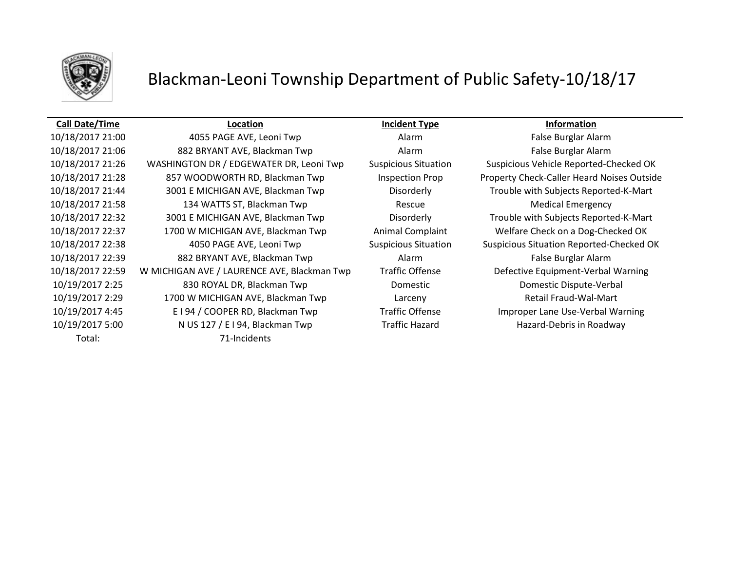# Blackman-Leoni Township Department of Public Safety-10/18/17

| Call Date/Time | Location | Incident Type | Information |
|---|---|---|---|
| 10/18/2017 21:00 | 4055 PAGE AVE, Leoni Twp | Alarm | False Burglar Alarm |
| 10/18/2017 21:06 | 882 BRYANT AVE, Blackman Twp | Alarm | False Burglar Alarm |
| 10/18/2017 21:26 | WASHINGTON DR / EDGEWATER DR, Leoni Twp | Suspicious Situation | Suspicious Vehicle Reported-Checked OK |
| 10/18/2017 21:28 | 857 WOODWORTH RD, Blackman Twp | Inspection Prop | Property Check-Caller Heard Noises Outside |
| 10/18/2017 21:44 | 3001 E MICHIGAN AVE, Blackman Twp | Disorderly | Trouble with Subjects Reported-K-Mart |
| 10/18/2017 21:58 | 134 WATTS ST, Blackman Twp | Rescue | Medical Emergency |
| 10/18/2017 22:32 | 3001 E MICHIGAN AVE, Blackman Twp | Disorderly | Trouble with Subjects Reported-K-Mart |
| 10/18/2017 22:37 | 1700 W MICHIGAN AVE, Blackman Twp | Animal Complaint | Welfare Check on a Dog-Checked OK |
| 10/18/2017 22:38 | 4050 PAGE AVE, Leoni Twp | Suspicious Situation | Suspicious Situation Reported-Checked OK |
| 10/18/2017 22:39 | 882 BRYANT AVE, Blackman Twp | Alarm | False Burglar Alarm |
| 10/18/2017 22:59 | W MICHIGAN AVE / LAURENCE AVE, Blackman Twp | Traffic Offense | Defective Equipment-Verbal Warning |
| 10/19/2017 2:25 | 830 ROYAL DR, Blackman Twp | Domestic | Domestic Dispute-Verbal |
| 10/19/2017 2:29 | 1700 W MICHIGAN AVE, Blackman Twp | Larceny | Retail Fraud-Wal-Mart |
| 10/19/2017 4:45 | E I 94 / COOPER RD, Blackman Twp | Traffic Offense | Improper Lane Use-Verbal Warning |
| 10/19/2017 5:00 | N US 127 / E I 94, Blackman Twp | Traffic Hazard | Hazard-Debris in Roadway |
| Total: | 71-Incidents | | |